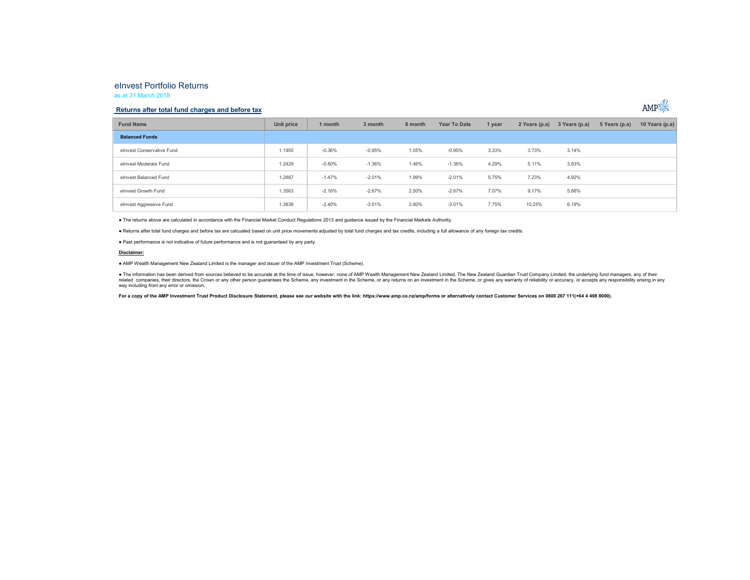# eInvest Portfolio Returns

as at 31 March 2018

## Returns after total fund charges and before tax

| Fund Name | Unit price | 1 month | 3 month | 6 month | Year To Date | 1 year | 2 Years (p.a) | 3 Years (p.a) | 5 Years (p.a) | 10 Years (p.a) |
|---|---|---|---|---|---|---|---|---|---|---|
| **Balanced Funds** | | | | | | | | | | |
| eInvest Conservative Fund | 1.1955 | -0.36% | -0.95% | 1.05% | -0.95% | 3.33% | 3.73% | 3.14% | | |
| eInvest Moderate Fund | 1.2429 | -0.80% | -1.36% | 1.46% | -1.36% | 4.29% | 5.11% | 3.83% | | |
| eInvest Balanced Fund | 1.2887 | -1.47% | -2.01% | 1.99% | -2.01% | 5.75% | 7.23% | 4.92% | | |
| eInvest Growth Fund | 1.3563 | -2.16% | -2.67% | 2.50% | -2.67% | 7.07% | 9.17% | 5.66% | | |
| eInvest Aggressive Fund | 1.3838 | -2.40% | -3.01% | 2.80% | -3.01% | 7.75% | 10.25% | 6.19% | | |

- The returns above are calculated in accordance with the Financial Market Conduct Regulations 2013 and guidance issued by the Financial Markets Authority.
- Returns after total fund charges and before tax are calcuated based on unit price movements adjusted by total fund charges and tax credits, including a full allowance of any foreign tax credits.
- Past performance is not indicative of future performance and is not guaranteed by any party.

**Disclaimer:**

- AMP Wealth Management New Zealand Limited is the manager and issuer of the AMP Investment Trust (Scheme).
- The information has been derived from sources believed to be accurate at the time of issue, however, none of AMP Wealth Management New Zealand Limited, The New Zealand Guardian Trust Company Limited, the underlying fund managers, any of their related companies, their directors, the Crown or any other person guarantees the Scheme, any investment in the Scheme, or any returns on an investment in the Scheme, or gives any warranty of reliability or accuracy, or accepts any responsibility arising in any way including from any error or omission.

**For a copy of the AMP Investment Trust Product Disclosure Statement, please see our website with the link: https://www.amp.co.nz/amp/forms or alternatively contact Customer Services on 0800 267 111(+64 4 498 8000).**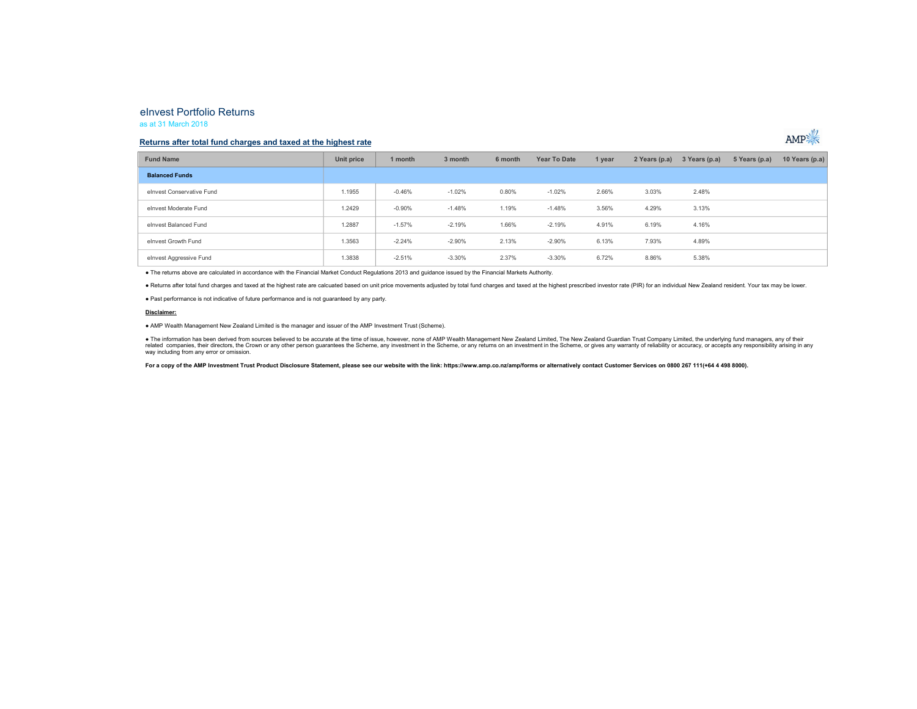# eInvest Portfolio Returns

as at 31 March 2018

## Returns after total fund charges and taxed at the highest rate

| Fund Name | Unit price | 1 month | 3 month | 6 month | Year To Date | 1 year | 2 Years (p.a) | 3 Years (p.a) | 5 Years (p.a) | 10 Years (p.a) |
|---|---|---|---|---|---|---|---|---|---|---|
| **Balanced Funds** | | | | | | | | | | |
| eInvest Conservative Fund | 1.1955 | -0.46% | -1.02% | 0.80% | -1.02% | 2.66% | 3.03% | 2.48% | | |
| eInvest Moderate Fund | 1.2429 | -0.90% | -1.48% | 1.19% | -1.48% | 3.56% | 4.29% | 3.13% | | |
| eInvest Balanced Fund | 1.2887 | -1.57% | -2.19% | 1.66% | -2.19% | 4.91% | 6.19% | 4.16% | | |
| eInvest Growth Fund | 1.3563 | -2.24% | -2.90% | 2.13% | -2.90% | 6.13% | 7.93% | 4.89% | | |
| eInvest Aggressive Fund | 1.3838 | -2.51% | -3.30% | 2.37% | -3.30% | 6.72% | 8.86% | 5.38% | | |

- The returns above are calculated in accordance with the Financial Market Conduct Regulations 2013 and guidance issued by the Financial Markets Authority.
- Returns after total fund charges and taxed at the highest rate are calcuated based on unit price movements adjusted by total fund charges and taxed at the highest prescribed investor rate (PIR) for an individual New Zealand resident. Your tax may be lower.
- Past performance is not indicative of future performance and is not guaranteed by any party.

**Disclaimer:**

- AMP Wealth Management New Zealand Limited is the manager and issuer of the AMP Investment Trust (Scheme).
- The information has been derived from sources believed to be accurate at the time of issue, however, none of AMP Wealth Management New Zealand Limited, The New Zealand Guardian Trust Company Limited, the underlying fund managers, any of their related companies, their directors, the Crown or any other person guarantees the Scheme, any investment in the Scheme, or any returns on an investment in the Scheme, or gives any warranty of reliability or accuracy, or accepts any responsibility arising in any way including from any error or omission.

**For a copy of the AMP Investment Trust Product Disclosure Statement, please see our website with the link: https://www.amp.co.nz/amp/forms or alternatively contact Customer Services on 0800 267 111(+64 4 498 8000).**